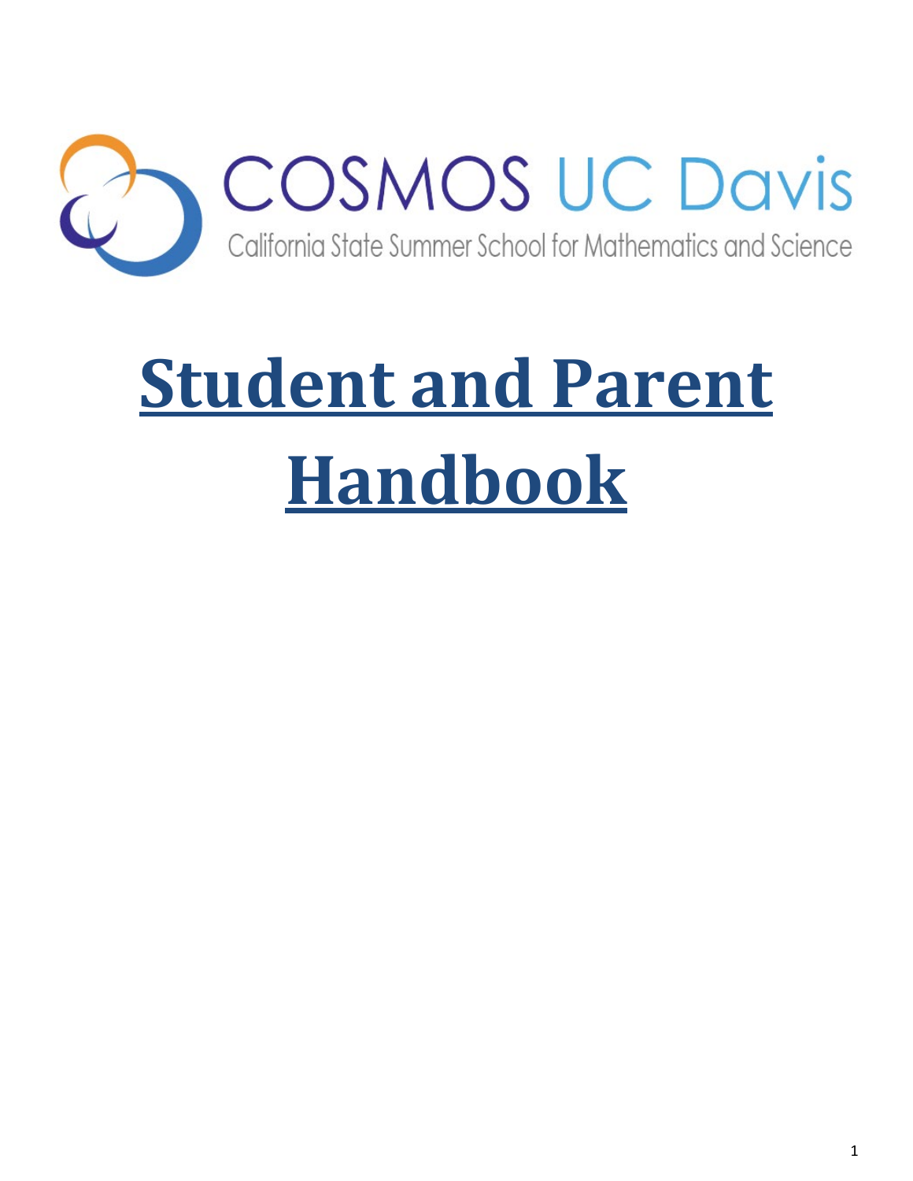COSMOS UC Davis

California State Summer School for Mathematics and Science

# Student and Parent Handbook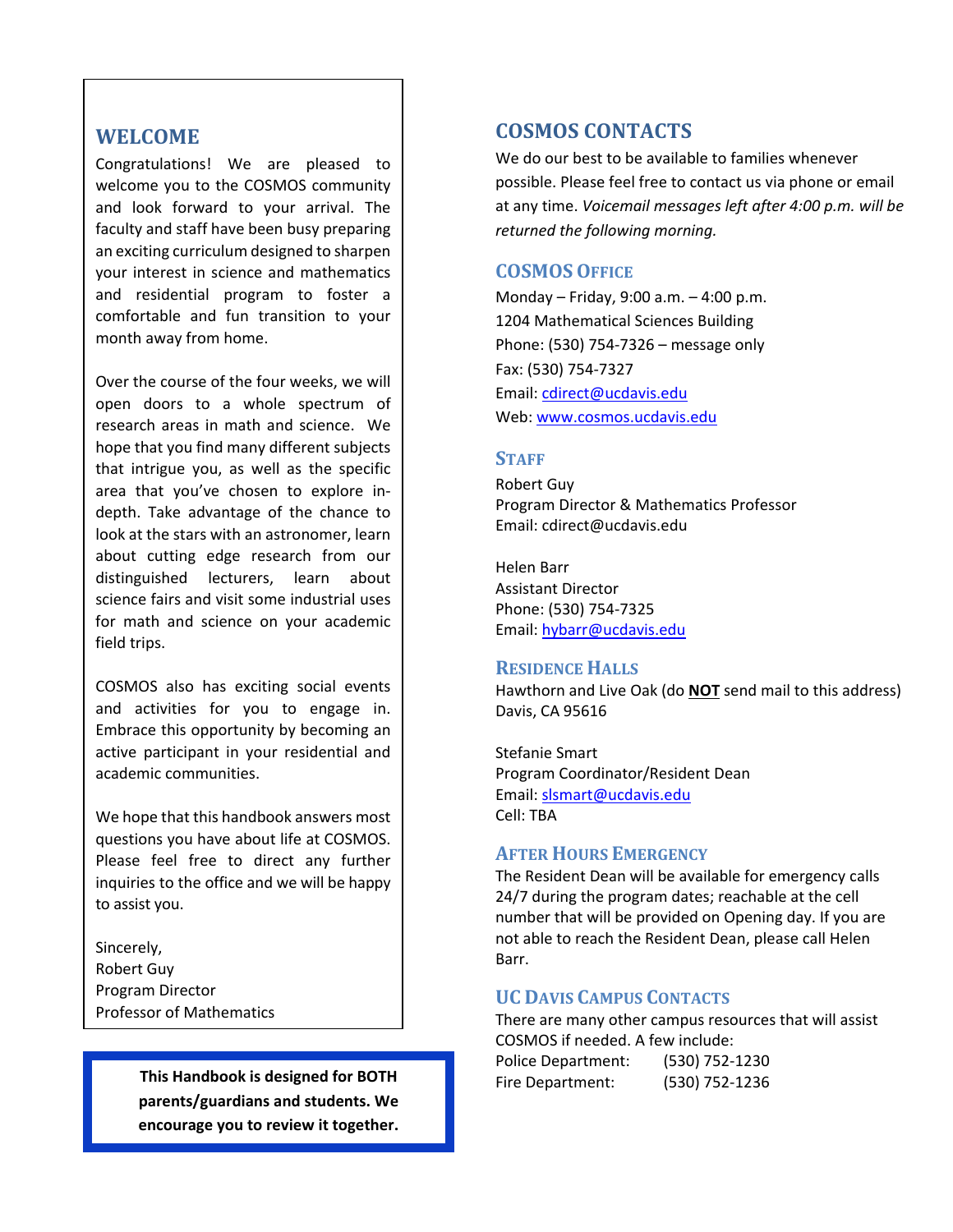## WELCOME

Congratulations! We are pleased to welcome you to the COSMOS community and look forward to your arrival. The faculty and staff have been busy preparing an exciting curriculum designed to sharpen your interest in science and mathematics and residential program to foster a comfortable and fun transition to your month away from home.

Over the course of the four weeks, we will open doors to a whole spectrum of research areas in math and science. We hope that you find many different subjects that intrigue you, as well as the specific area that you've chosen to explore in-depth. Take advantage of the chance to look at the stars with an astronomer, learn about cutting edge research from our distinguished lecturers, learn about science fairs and visit some industrial uses for math and science on your academic field trips.

COSMOS also has exciting social events and activities for you to engage in. Embrace this opportunity by becoming an active participant in your residential and academic communities.

We hope that this handbook answers most questions you have about life at COSMOS. Please feel free to direct any further inquiries to the office and we will be happy to assist you.

Sincerely,
Robert Guy
Program Director
Professor of Mathematics

**This Handbook is designed for BOTH parents/guardians and students. We encourage you to review it together.**

## COSMOS CONTACTS

We do our best to be available to families whenever possible. Please feel free to contact us via phone or email at any time. *Voicemail messages left after 4:00 p.m. will be returned the following morning.*

### COSMOS OFFICE

Monday – Friday, 9:00 a.m. – 4:00 p.m.
1204 Mathematical Sciences Building
Phone: (530) 754-7326 – message only
Fax: (530) 754-7327
Email: cdirect@ucdavis.edu
Web: www.cosmos.ucdavis.edu

### STAFF

Robert Guy
Program Director & Mathematics Professor
Email: cdirect@ucdavis.edu

Helen Barr
Assistant Director
Phone: (530) 754-7325
Email: hybarr@ucdavis.edu

### RESIDENCE HALLS

Hawthorn and Live Oak (do **NOT** send mail to this address)
Davis, CA 95616

Stefanie Smart
Program Coordinator/Resident Dean
Email: slsmart@ucdavis.edu
Cell: TBA

### AFTER HOURS EMERGENCY

The Resident Dean will be available for emergency calls 24/7 during the program dates; reachable at the cell number that will be provided on Opening day. If you are not able to reach the Resident Dean, please call Helen Barr.

### UC DAVIS CAMPUS CONTACTS

There are many other campus resources that will assist COSMOS if needed. A few include:

Police Department: (530) 752-1230
Fire Department: (530) 752-1236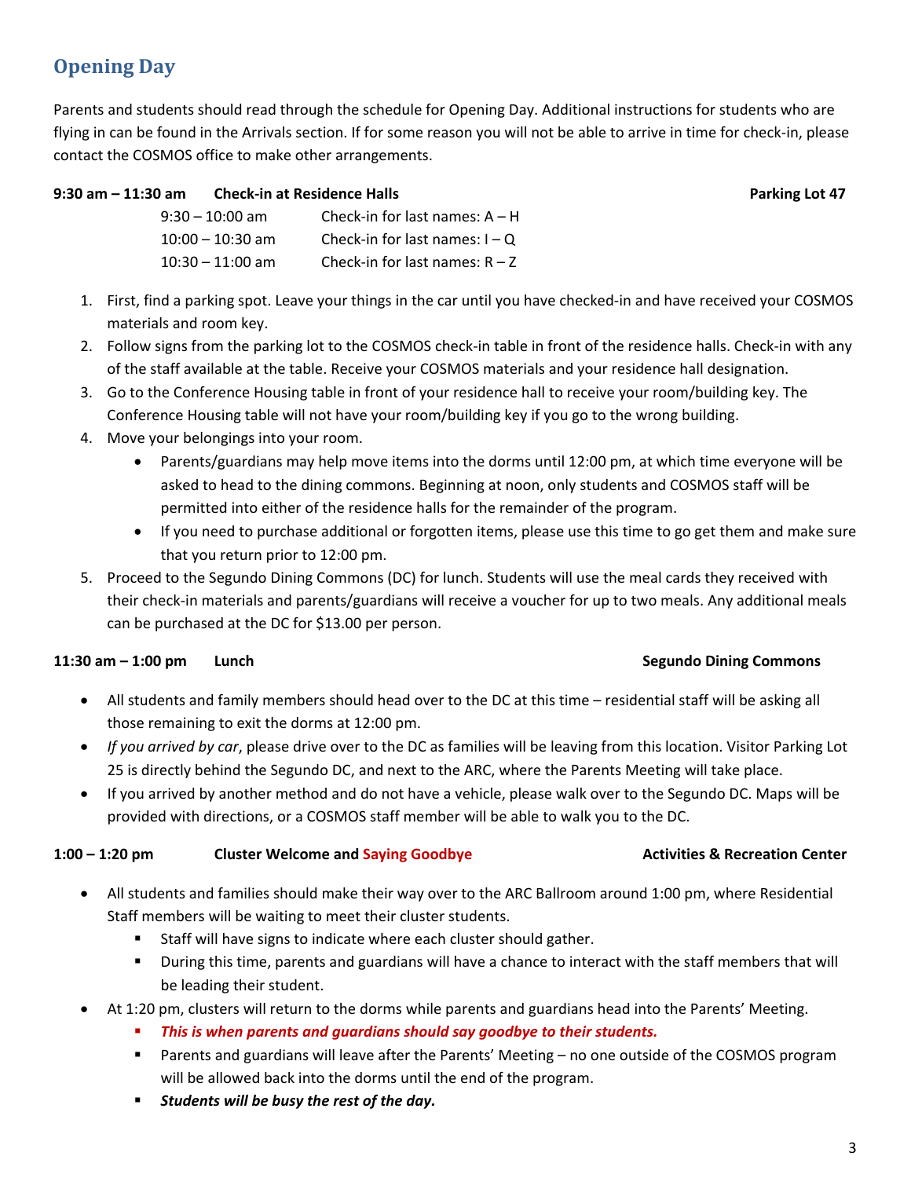## Opening Day

Parents and students should read through the schedule for Opening Day. Additional instructions for students who are flying in can be found in the Arrivals section. If for some reason you will not be able to arrive in time for check-in, please contact the COSMOS office to make other arrangements.

**9:30 am – 11:30 am Check-in at Residence Halls** **Parking Lot 47**

| | |
|---|---|
| 9:30 – 10:00 am | Check-in for last names: A – H |
| 10:00 – 10:30 am | Check-in for last names: I – Q |
| 10:30 – 11:00 am | Check-in for last names: R – Z |

1. First, find a parking spot. Leave your things in the car until you have checked-in and have received your COSMOS materials and room key.
2. Follow signs from the parking lot to the COSMOS check-in table in front of the residence halls. Check-in with any of the staff available at the table. Receive your COSMOS materials and your residence hall designation.
3. Go to the Conference Housing table in front of your residence hall to receive your room/building key. The Conference Housing table will not have your room/building key if you go to the wrong building.
4. Move your belongings into your room.
   - Parents/guardians may help move items into the dorms until 12:00 pm, at which time everyone will be asked to head to the dining commons. Beginning at noon, only students and COSMOS staff will be permitted into either of the residence halls for the remainder of the program.
   - If you need to purchase additional or forgotten items, please use this time to go get them and make sure that you return prior to 12:00 pm.
5. Proceed to the Segundo Dining Commons (DC) for lunch. Students will use the meal cards they received with their check-in materials and parents/guardians will receive a voucher for up to two meals. Any additional meals can be purchased at the DC for $13.00 per person.

**11:30 am – 1:00 pm Lunch** **Segundo Dining Commons**

- All students and family members should head over to the DC at this time – residential staff will be asking all those remaining to exit the dorms at 12:00 pm.
- *If you arrived by car*, please drive over to the DC as families will be leaving from this location. Visitor Parking Lot 25 is directly behind the Segundo DC, and next to the ARC, where the Parents Meeting will take place.
- If you arrived by another method and do not have a vehicle, please walk over to the Segundo DC. Maps will be provided with directions, or a COSMOS staff member will be able to walk you to the DC.

**1:00 – 1:20 pm Cluster Welcome and Saying Goodbye** **Activities & Recreation Center**

- All students and families should make their way over to the ARC Ballroom around 1:00 pm, where Residential Staff members will be waiting to meet their cluster students.
  - Staff will have signs to indicate where each cluster should gather.
  - During this time, parents and guardians will have a chance to interact with the staff members that will be leading their student.
- At 1:20 pm, clusters will return to the dorms while parents and guardians head into the Parents' Meeting.
  - ***This is when parents and guardians should say goodbye to their students.***
  - Parents and guardians will leave after the Parents' Meeting – no one outside of the COSMOS program will be allowed back into the dorms until the end of the program.
  - ***Students will be busy the rest of the day.***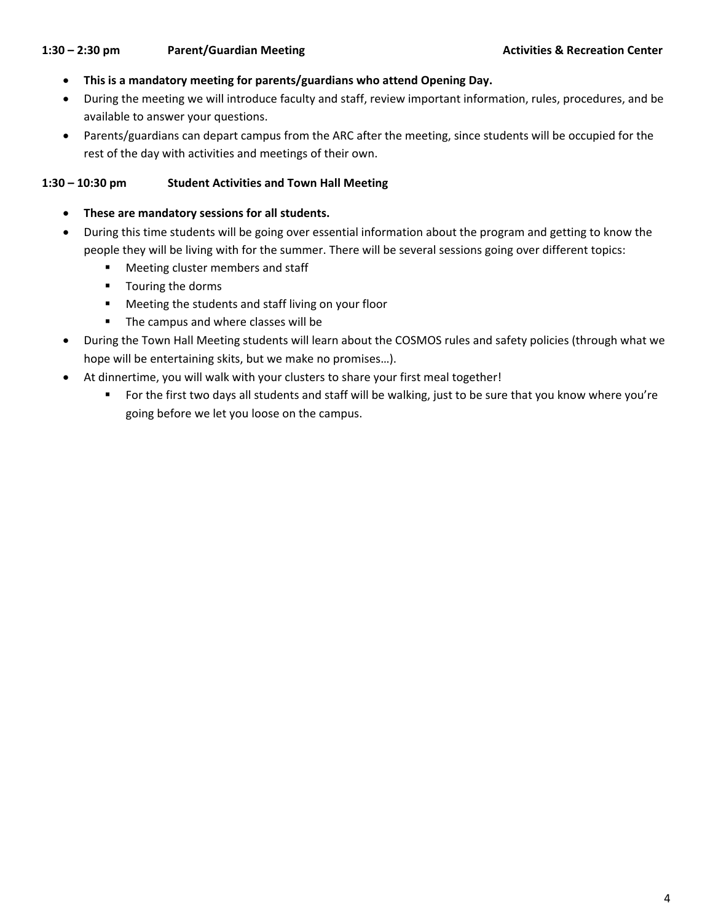**1:30 – 2:30 pm Parent/Guardian Meeting Activities & Recreation Center**

- **This is a mandatory meeting for parents/guardians who attend Opening Day.**
- During the meeting we will introduce faculty and staff, review important information, rules, procedures, and be available to answer your questions.
- Parents/guardians can depart campus from the ARC after the meeting, since students will be occupied for the rest of the day with activities and meetings of their own.

**1:30 – 10:30 pm Student Activities and Town Hall Meeting**

- **These are mandatory sessions for all students.**
- During this time students will be going over essential information about the program and getting to know the people they will be living with for the summer. There will be several sessions going over different topics:
  - Meeting cluster members and staff
  - Touring the dorms
  - Meeting the students and staff living on your floor
  - The campus and where classes will be
- During the Town Hall Meeting students will learn about the COSMOS rules and safety policies (through what we hope will be entertaining skits, but we make no promises…).
- At dinnertime, you will walk with your clusters to share your first meal together!
  - For the first two days all students and staff will be walking, just to be sure that you know where you're going before we let you loose on the campus.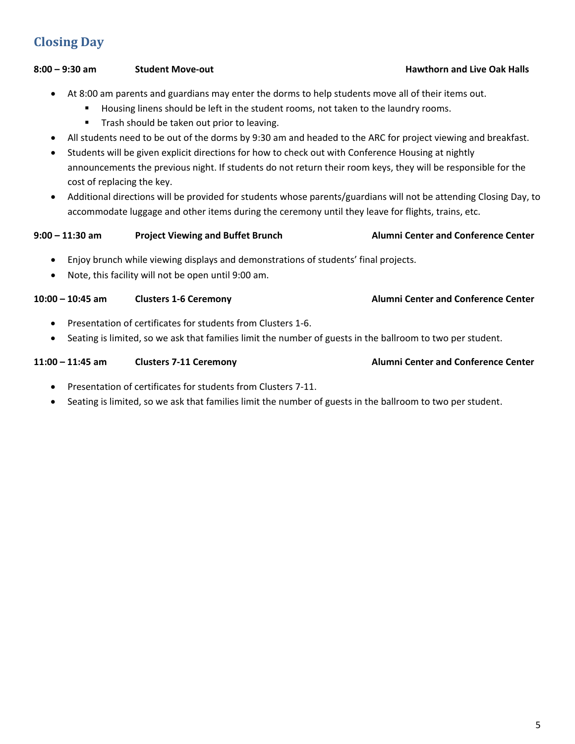## Closing Day

**8:00 – 9:30 am** **Student Move-out** **Hawthorn and Live Oak Halls**

- At 8:00 am parents and guardians may enter the dorms to help students move all of their items out.
  - Housing linens should be left in the student rooms, not taken to the laundry rooms.
  - Trash should be taken out prior to leaving.
- All students need to be out of the dorms by 9:30 am and headed to the ARC for project viewing and breakfast.
- Students will be given explicit directions for how to check out with Conference Housing at nightly announcements the previous night. If students do not return their room keys, they will be responsible for the cost of replacing the key.
- Additional directions will be provided for students whose parents/guardians will not be attending Closing Day, to accommodate luggage and other items during the ceremony until they leave for flights, trains, etc.

**9:00 – 11:30 am** **Project Viewing and Buffet Brunch** **Alumni Center and Conference Center**

- Enjoy brunch while viewing displays and demonstrations of students' final projects.
- Note, this facility will not be open until 9:00 am.

**10:00 – 10:45 am** **Clusters 1-6 Ceremony** **Alumni Center and Conference Center**

- Presentation of certificates for students from Clusters 1-6.
- Seating is limited, so we ask that families limit the number of guests in the ballroom to two per student.

**11:00 – 11:45 am** **Clusters 7-11 Ceremony** **Alumni Center and Conference Center**

- Presentation of certificates for students from Clusters 7-11.
- Seating is limited, so we ask that families limit the number of guests in the ballroom to two per student.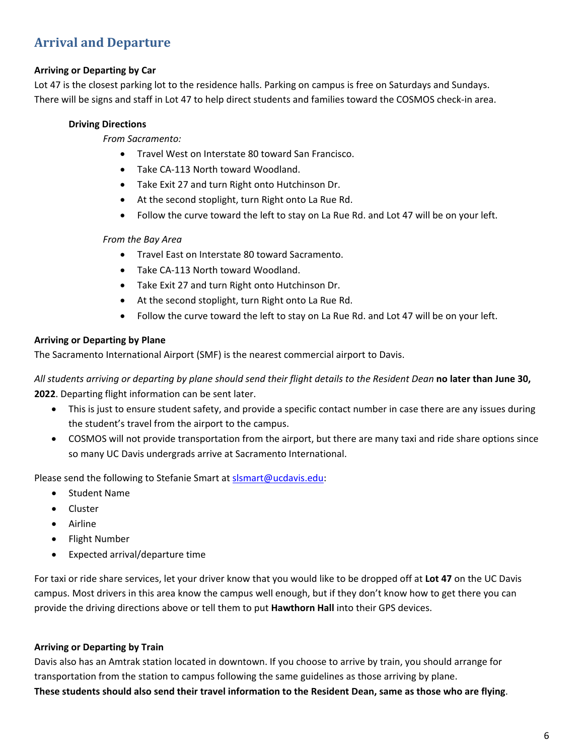## Arrival and Departure

**Arriving or Departing by Car**

Lot 47 is the closest parking lot to the residence halls. Parking on campus is free on Saturdays and Sundays. There will be signs and staff in Lot 47 to help direct students and families toward the COSMOS check-in area.

**Driving Directions**

*From Sacramento:*

- Travel West on Interstate 80 toward San Francisco.
- Take CA-113 North toward Woodland.
- Take Exit 27 and turn Right onto Hutchinson Dr.
- At the second stoplight, turn Right onto La Rue Rd.
- Follow the curve toward the left to stay on La Rue Rd. and Lot 47 will be on your left.

*From the Bay Area*

- Travel East on Interstate 80 toward Sacramento.
- Take CA-113 North toward Woodland.
- Take Exit 27 and turn Right onto Hutchinson Dr.
- At the second stoplight, turn Right onto La Rue Rd.
- Follow the curve toward the left to stay on La Rue Rd. and Lot 47 will be on your left.

**Arriving or Departing by Plane**

The Sacramento International Airport (SMF) is the nearest commercial airport to Davis.

*All students arriving or departing by plane should send their flight details to the Resident Dean* **no later than June 30, 2022**. Departing flight information can be sent later.

- This is just to ensure student safety, and provide a specific contact number in case there are any issues during the student's travel from the airport to the campus.
- COSMOS will not provide transportation from the airport, but there are many taxi and ride share options since so many UC Davis undergrads arrive at Sacramento International.

Please send the following to Stefanie Smart at slsmart@ucdavis.edu:

- Student Name
- Cluster
- Airline
- Flight Number
- Expected arrival/departure time

For taxi or ride share services, let your driver know that you would like to be dropped off at **Lot 47** on the UC Davis campus. Most drivers in this area know the campus well enough, but if they don't know how to get there you can provide the driving directions above or tell them to put **Hawthorn Hall** into their GPS devices.

**Arriving or Departing by Train**

Davis also has an Amtrak station located in downtown. If you choose to arrive by train, you should arrange for transportation from the station to campus following the same guidelines as those arriving by plane.

**These students should also send their travel information to the Resident Dean, same as those who are flying**.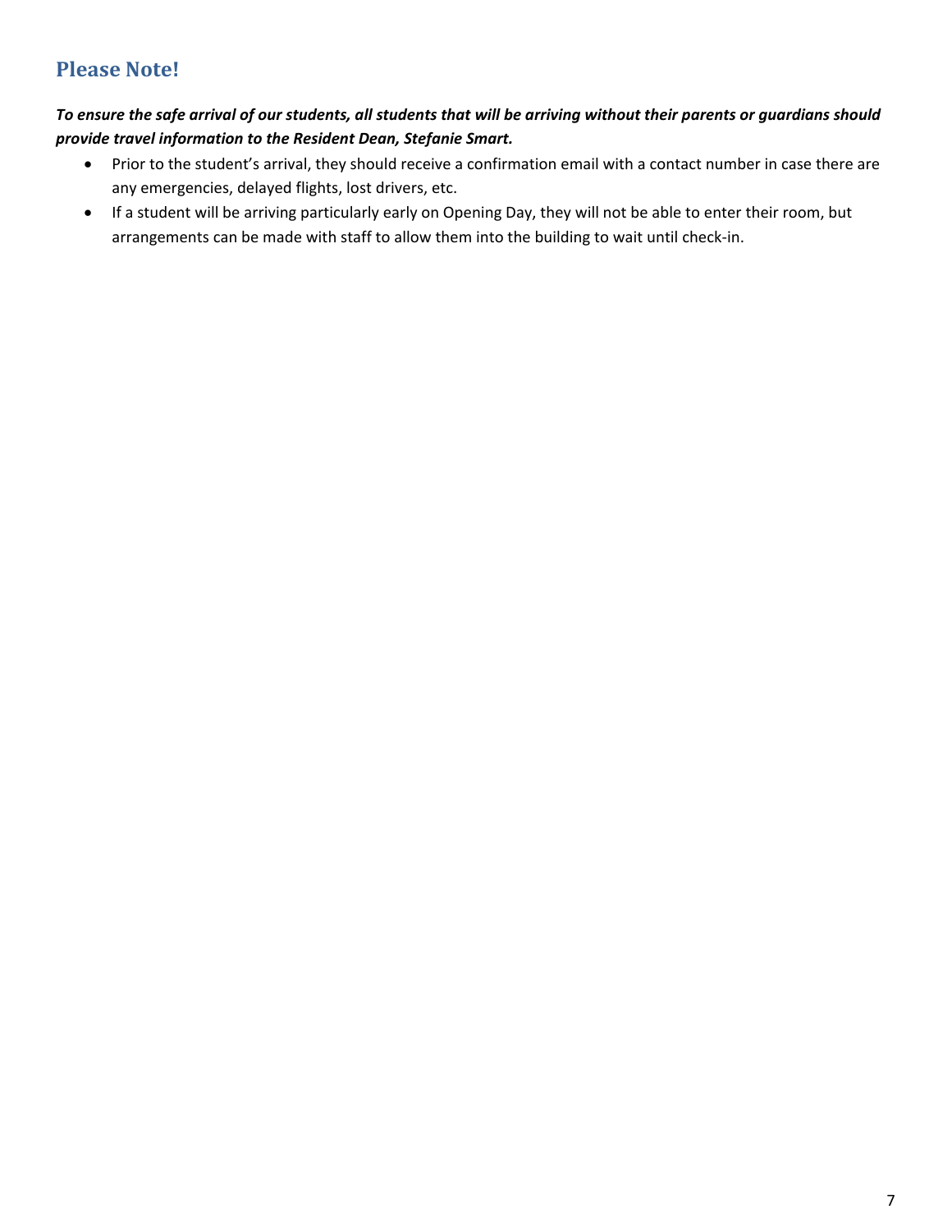## Please Note!

***To ensure the safe arrival of our students, all students that will be arriving without their parents or guardians should provide travel information to the Resident Dean, Stefanie Smart.***

- Prior to the student's arrival, they should receive a confirmation email with a contact number in case there are any emergencies, delayed flights, lost drivers, etc.
- If a student will be arriving particularly early on Opening Day, they will not be able to enter their room, but arrangements can be made with staff to allow them into the building to wait until check-in.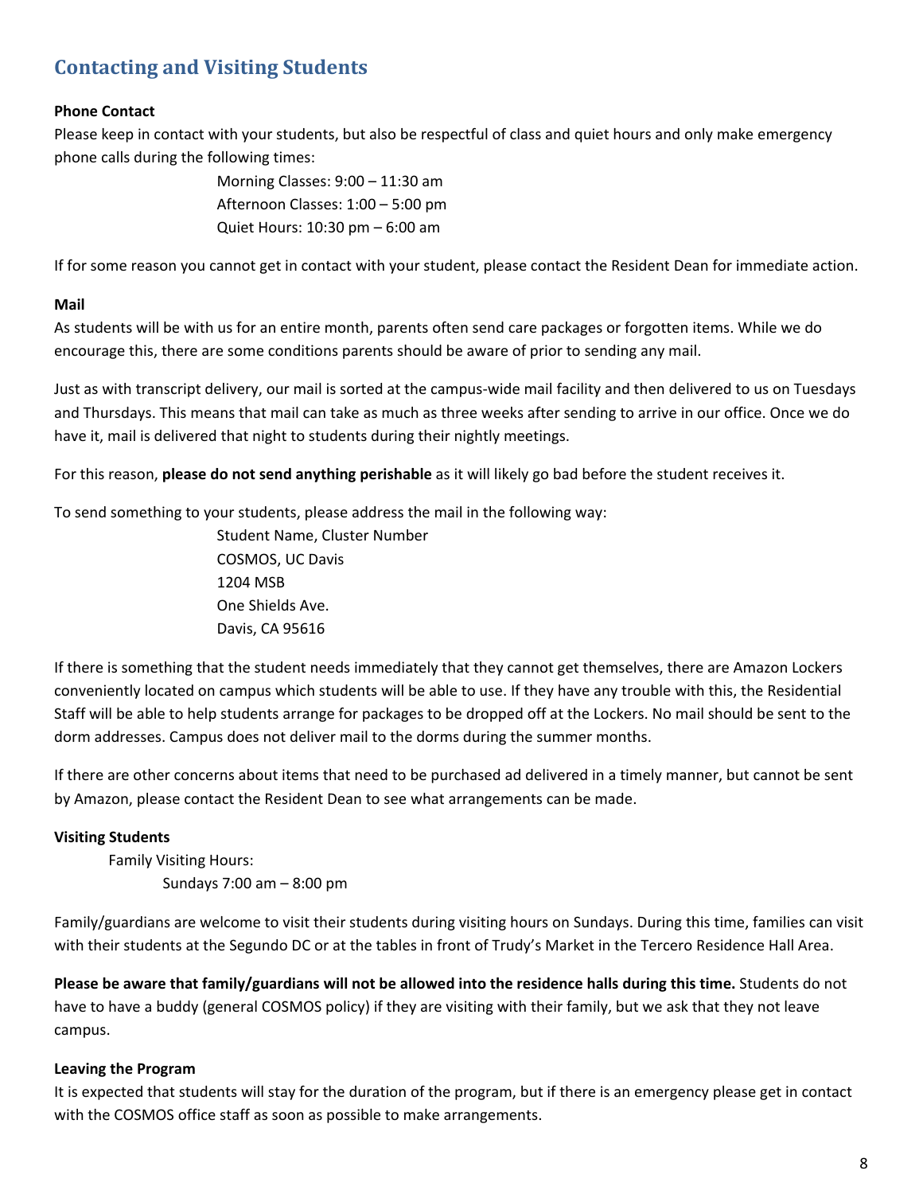## Contacting and Visiting Students

**Phone Contact**

Please keep in contact with your students, but also be respectful of class and quiet hours and only make emergency phone calls during the following times:

Morning Classes: 9:00 – 11:30 am
Afternoon Classes: 1:00 – 5:00 pm
Quiet Hours: 10:30 pm – 6:00 am

If for some reason you cannot get in contact with your student, please contact the Resident Dean for immediate action.

**Mail**

As students will be with us for an entire month, parents often send care packages or forgotten items. While we do encourage this, there are some conditions parents should be aware of prior to sending any mail.

Just as with transcript delivery, our mail is sorted at the campus-wide mail facility and then delivered to us on Tuesdays and Thursdays. This means that mail can take as much as three weeks after sending to arrive in our office. Once we do have it, mail is delivered that night to students during their nightly meetings.

For this reason, **please do not send anything perishable** as it will likely go bad before the student receives it.

To send something to your students, please address the mail in the following way:

Student Name, Cluster Number
COSMOS, UC Davis
1204 MSB
One Shields Ave.
Davis, CA 95616

If there is something that the student needs immediately that they cannot get themselves, there are Amazon Lockers conveniently located on campus which students will be able to use. If they have any trouble with this, the Residential Staff will be able to help students arrange for packages to be dropped off at the Lockers. No mail should be sent to the dorm addresses. Campus does not deliver mail to the dorms during the summer months.

If there are other concerns about items that need to be purchased ad delivered in a timely manner, but cannot be sent by Amazon, please contact the Resident Dean to see what arrangements can be made.

**Visiting Students**

Family Visiting Hours:
Sundays 7:00 am – 8:00 pm

Family/guardians are welcome to visit their students during visiting hours on Sundays. During this time, families can visit with their students at the Segundo DC or at the tables in front of Trudy's Market in the Tercero Residence Hall Area.

**Please be aware that family/guardians will not be allowed into the residence halls during this time.** Students do not have to have a buddy (general COSMOS policy) if they are visiting with their family, but we ask that they not leave campus.

**Leaving the Program**

It is expected that students will stay for the duration of the program, but if there is an emergency please get in contact with the COSMOS office staff as soon as possible to make arrangements.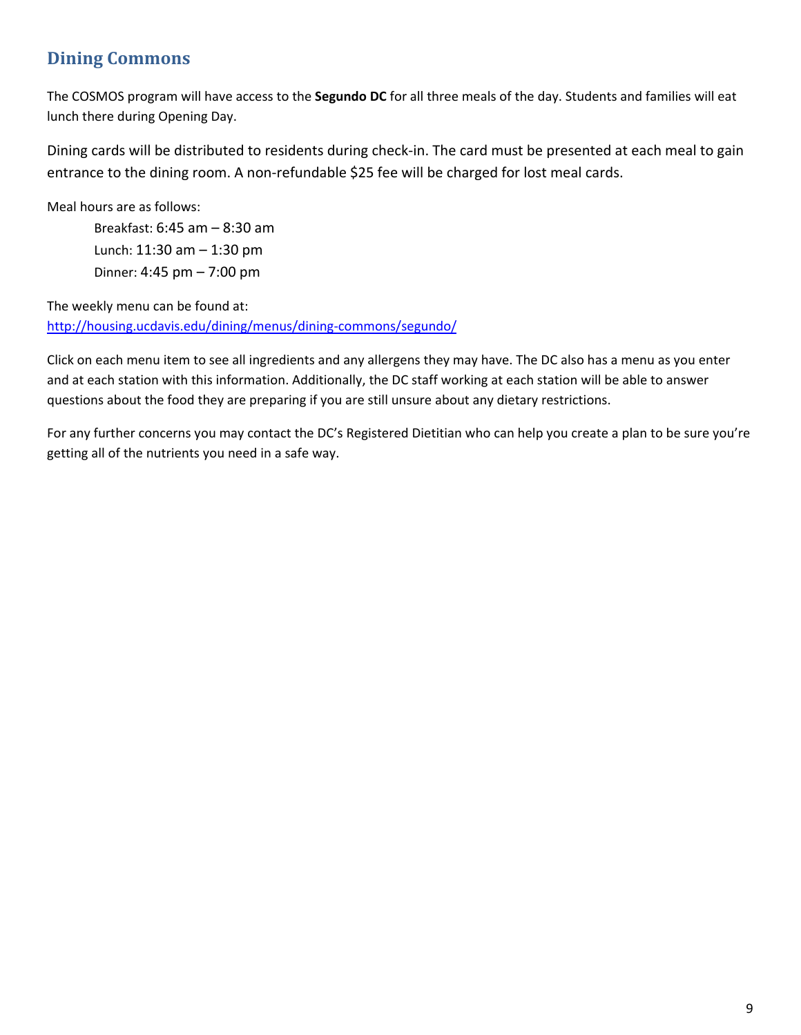## Dining Commons

The COSMOS program will have access to the **Segundo DC** for all three meals of the day. Students and families will eat lunch there during Opening Day.

Dining cards will be distributed to residents during check-in. The card must be presented at each meal to gain entrance to the dining room. A non-refundable $25 fee will be charged for lost meal cards.

Meal hours are as follows:

Breakfast: 6:45 am – 8:30 am
Lunch: 11:30 am – 1:30 pm
Dinner: 4:45 pm – 7:00 pm

The weekly menu can be found at:
http://housing.ucdavis.edu/dining/menus/dining-commons/segundo/

Click on each menu item to see all ingredients and any allergens they may have. The DC also has a menu as you enter and at each station with this information. Additionally, the DC staff working at each station will be able to answer questions about the food they are preparing if you are still unsure about any dietary restrictions.

For any further concerns you may contact the DC's Registered Dietitian who can help you create a plan to be sure you're getting all of the nutrients you need in a safe way.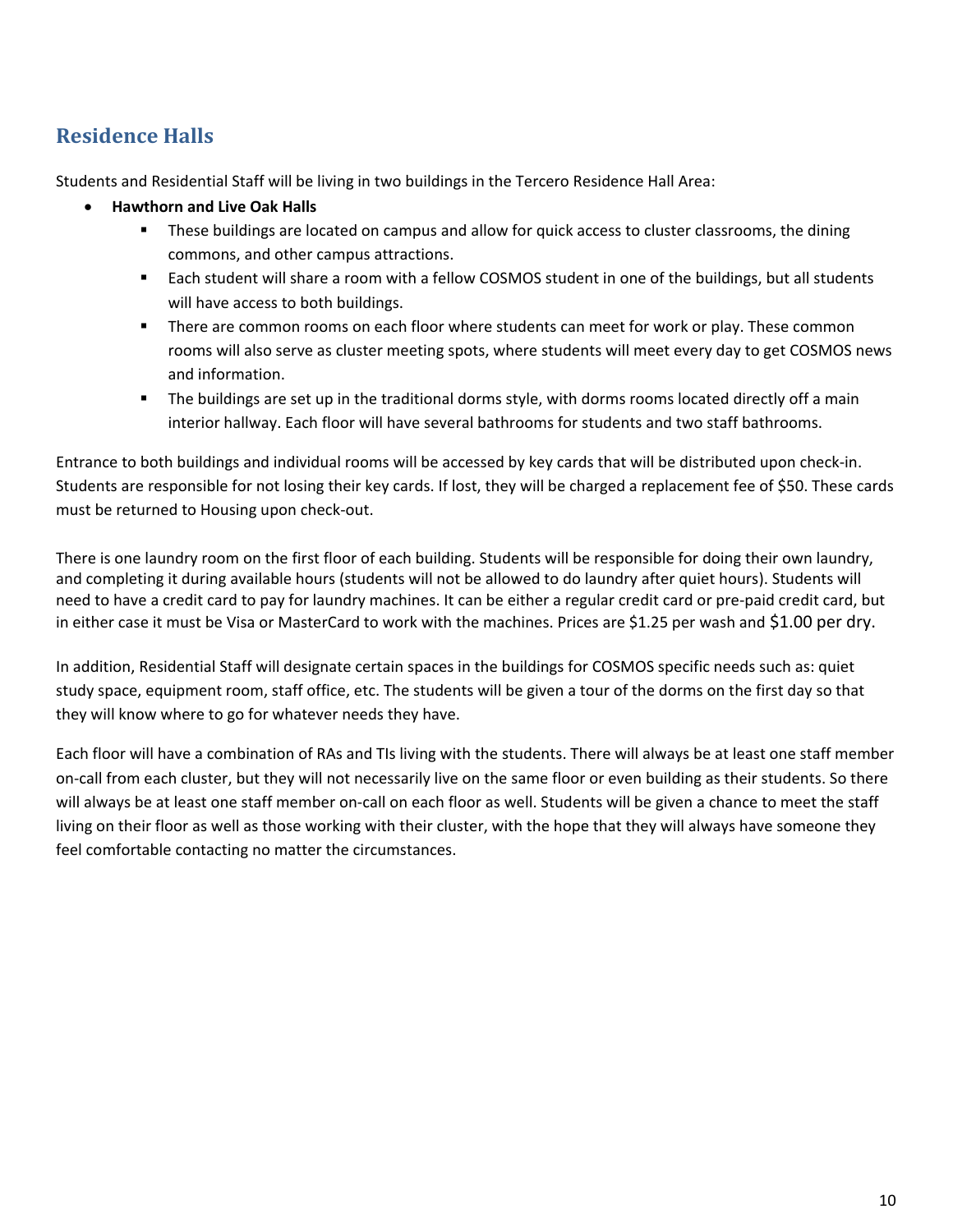## Residence Halls

Students and Residential Staff will be living in two buildings in the Tercero Residence Hall Area:

- **Hawthorn and Live Oak Halls**
  - These buildings are located on campus and allow for quick access to cluster classrooms, the dining commons, and other campus attractions.
  - Each student will share a room with a fellow COSMOS student in one of the buildings, but all students will have access to both buildings.
  - There are common rooms on each floor where students can meet for work or play. These common rooms will also serve as cluster meeting spots, where students will meet every day to get COSMOS news and information.
  - The buildings are set up in the traditional dorms style, with dorms rooms located directly off a main interior hallway. Each floor will have several bathrooms for students and two staff bathrooms.

Entrance to both buildings and individual rooms will be accessed by key cards that will be distributed upon check-in. Students are responsible for not losing their key cards. If lost, they will be charged a replacement fee of $50. These cards must be returned to Housing upon check-out.

There is one laundry room on the first floor of each building. Students will be responsible for doing their own laundry, and completing it during available hours (students will not be allowed to do laundry after quiet hours). Students will need to have a credit card to pay for laundry machines. It can be either a regular credit card or pre-paid credit card, but in either case it must be Visa or MasterCard to work with the machines. Prices are $1.25 per wash and $1.00 per dry.

In addition, Residential Staff will designate certain spaces in the buildings for COSMOS specific needs such as: quiet study space, equipment room, staff office, etc. The students will be given a tour of the dorms on the first day so that they will know where to go for whatever needs they have.

Each floor will have a combination of RAs and TIs living with the students. There will always be at least one staff member on-call from each cluster, but they will not necessarily live on the same floor or even building as their students. So there will always be at least one staff member on-call on each floor as well. Students will be given a chance to meet the staff living on their floor as well as those working with their cluster, with the hope that they will always have someone they feel comfortable contacting no matter the circumstances.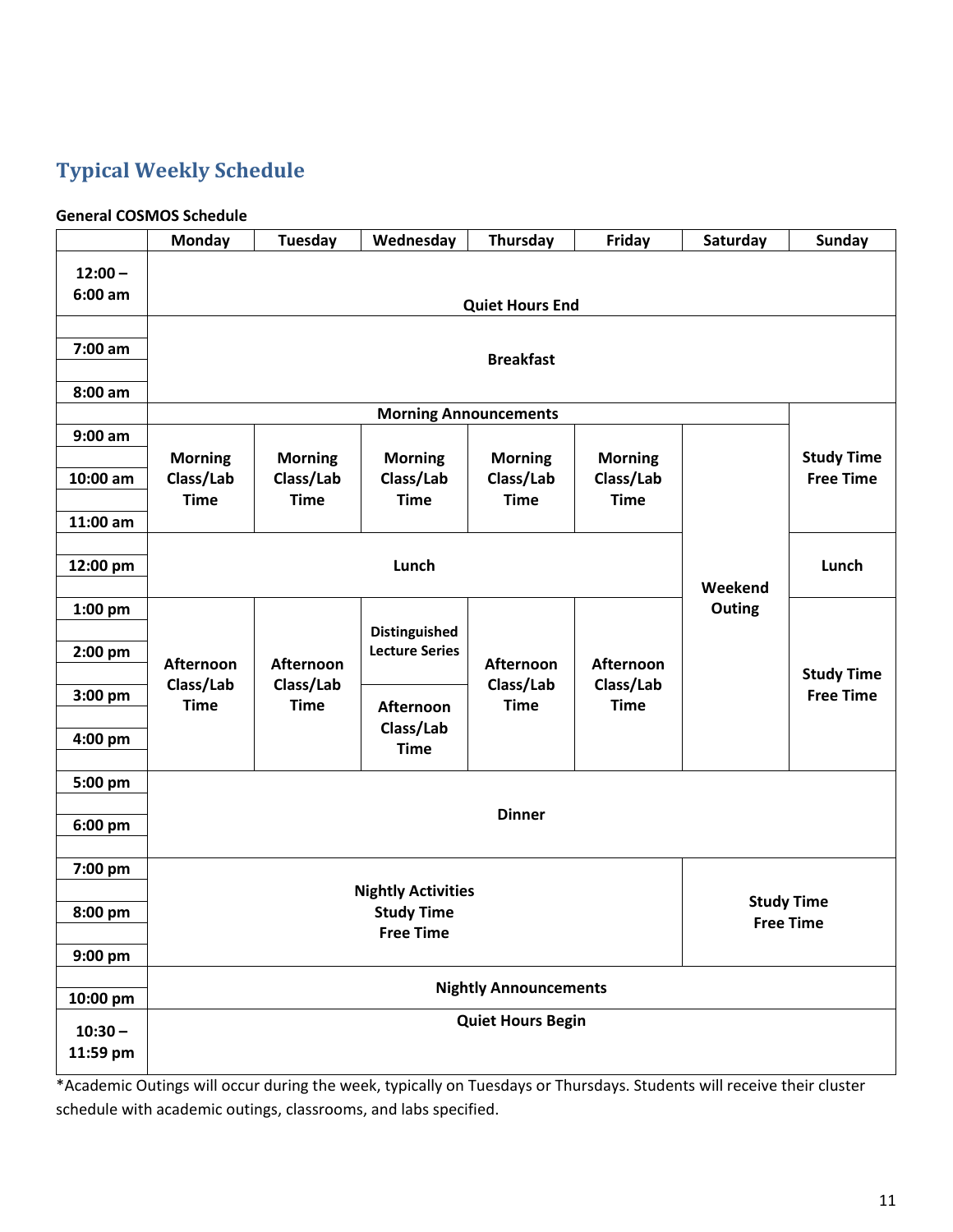## Typical Weekly Schedule

**General COSMOS Schedule**

| | Monday | Tuesday | Wednesday | Thursday | Friday | Saturday | Sunday |
|---|---|---|---|---|---|---|---|
| 12:00 – 6:00 am | Quiet Hours End | | | | | | |
| 7:00 am – 8:00 am | Breakfast | | | | | | |
| | Morning Announcements | | | | | | Study Time Free Time |
| 9:00 am – 11:00 am | Morning Class/Lab Time | Morning Class/Lab Time | Morning Class/Lab Time | Morning Class/Lab Time | Morning Class/Lab Time | Weekend Outing | Study Time Free Time |
| 12:00 pm | Lunch | | | | | Weekend Outing | Lunch |
| 1:00 pm – 2:00 pm | Afternoon Class/Lab Time | Afternoon Class/Lab Time | Distinguished Lecture Series | Afternoon Class/Lab Time | Afternoon Class/Lab Time | Weekend Outing | Study Time Free Time |
| 3:00 pm – 4:00 pm | Afternoon Class/Lab Time | Afternoon Class/Lab Time | Afternoon Class/Lab Time | Afternoon Class/Lab Time | Afternoon Class/Lab Time | Weekend Outing | Study Time Free Time |
| 5:00 pm – 6:00 pm | Dinner | | | | | | |
| 7:00 pm – 9:00 pm | Nightly Activities Study Time Free Time | | | | | Study Time Free Time | |
| 10:00 pm | Nightly Announcements | | | | | | |
| 10:30 – 11:59 pm | Quiet Hours Begin | | | | | | |

*Academic Outings will occur during the week, typically on Tuesdays or Thursdays. Students will receive their cluster schedule with academic outings, classrooms, and labs specified.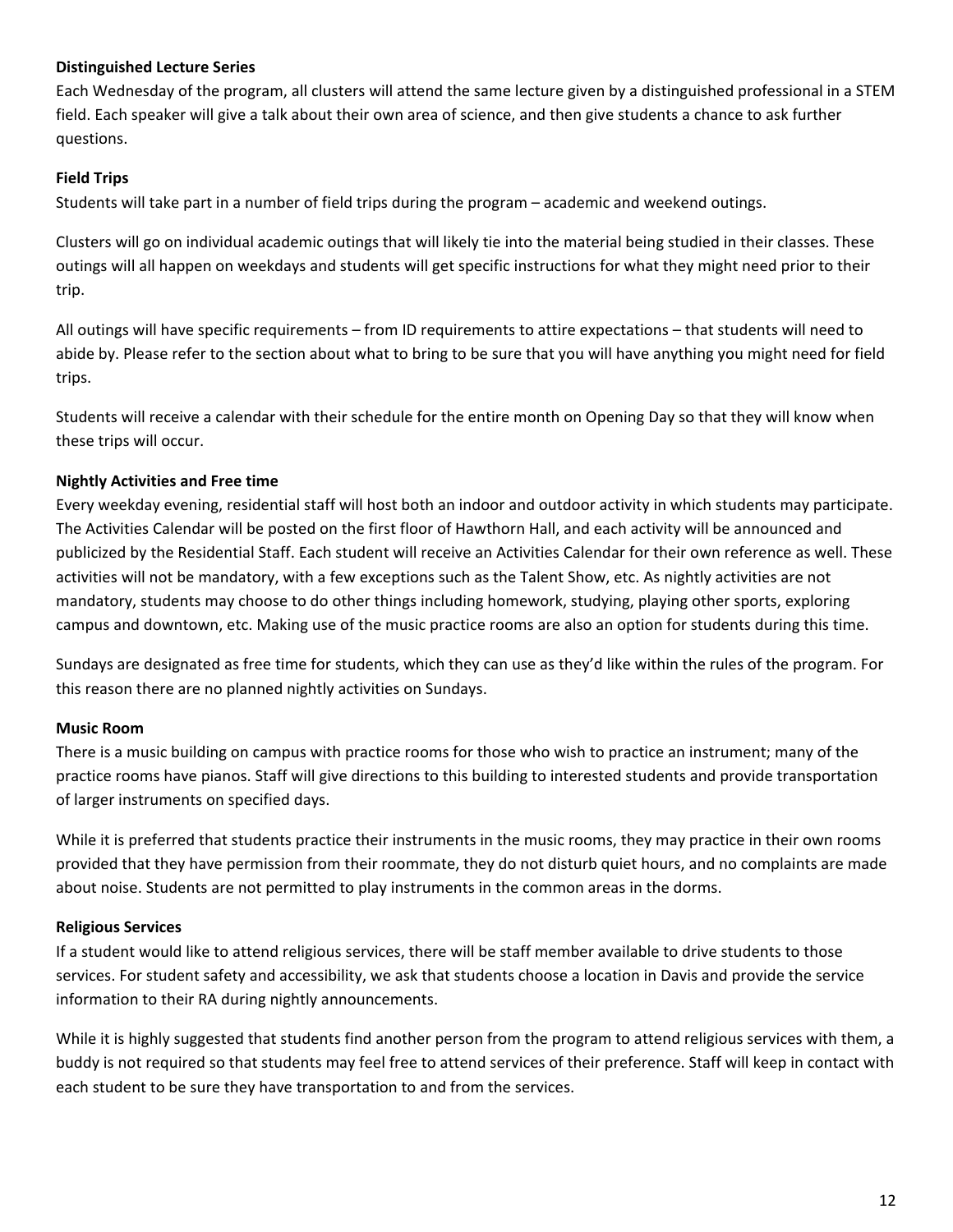**Distinguished Lecture Series**

Each Wednesday of the program, all clusters will attend the same lecture given by a distinguished professional in a STEM field. Each speaker will give a talk about their own area of science, and then give students a chance to ask further questions.

**Field Trips**

Students will take part in a number of field trips during the program – academic and weekend outings.

Clusters will go on individual academic outings that will likely tie into the material being studied in their classes. These outings will all happen on weekdays and students will get specific instructions for what they might need prior to their trip.

All outings will have specific requirements – from ID requirements to attire expectations – that students will need to abide by. Please refer to the section about what to bring to be sure that you will have anything you might need for field trips.

Students will receive a calendar with their schedule for the entire month on Opening Day so that they will know when these trips will occur.

**Nightly Activities and Free time**

Every weekday evening, residential staff will host both an indoor and outdoor activity in which students may participate. The Activities Calendar will be posted on the first floor of Hawthorn Hall, and each activity will be announced and publicized by the Residential Staff. Each student will receive an Activities Calendar for their own reference as well. These activities will not be mandatory, with a few exceptions such as the Talent Show, etc. As nightly activities are not mandatory, students may choose to do other things including homework, studying, playing other sports, exploring campus and downtown, etc. Making use of the music practice rooms are also an option for students during this time.

Sundays are designated as free time for students, which they can use as they'd like within the rules of the program. For this reason there are no planned nightly activities on Sundays.

**Music Room**

There is a music building on campus with practice rooms for those who wish to practice an instrument; many of the practice rooms have pianos. Staff will give directions to this building to interested students and provide transportation of larger instruments on specified days.

While it is preferred that students practice their instruments in the music rooms, they may practice in their own rooms provided that they have permission from their roommate, they do not disturb quiet hours, and no complaints are made about noise. Students are not permitted to play instruments in the common areas in the dorms.

**Religious Services**

If a student would like to attend religious services, there will be staff member available to drive students to those services. For student safety and accessibility, we ask that students choose a location in Davis and provide the service information to their RA during nightly announcements.

While it is highly suggested that students find another person from the program to attend religious services with them, a buddy is not required so that students may feel free to attend services of their preference. Staff will keep in contact with each student to be sure they have transportation to and from the services.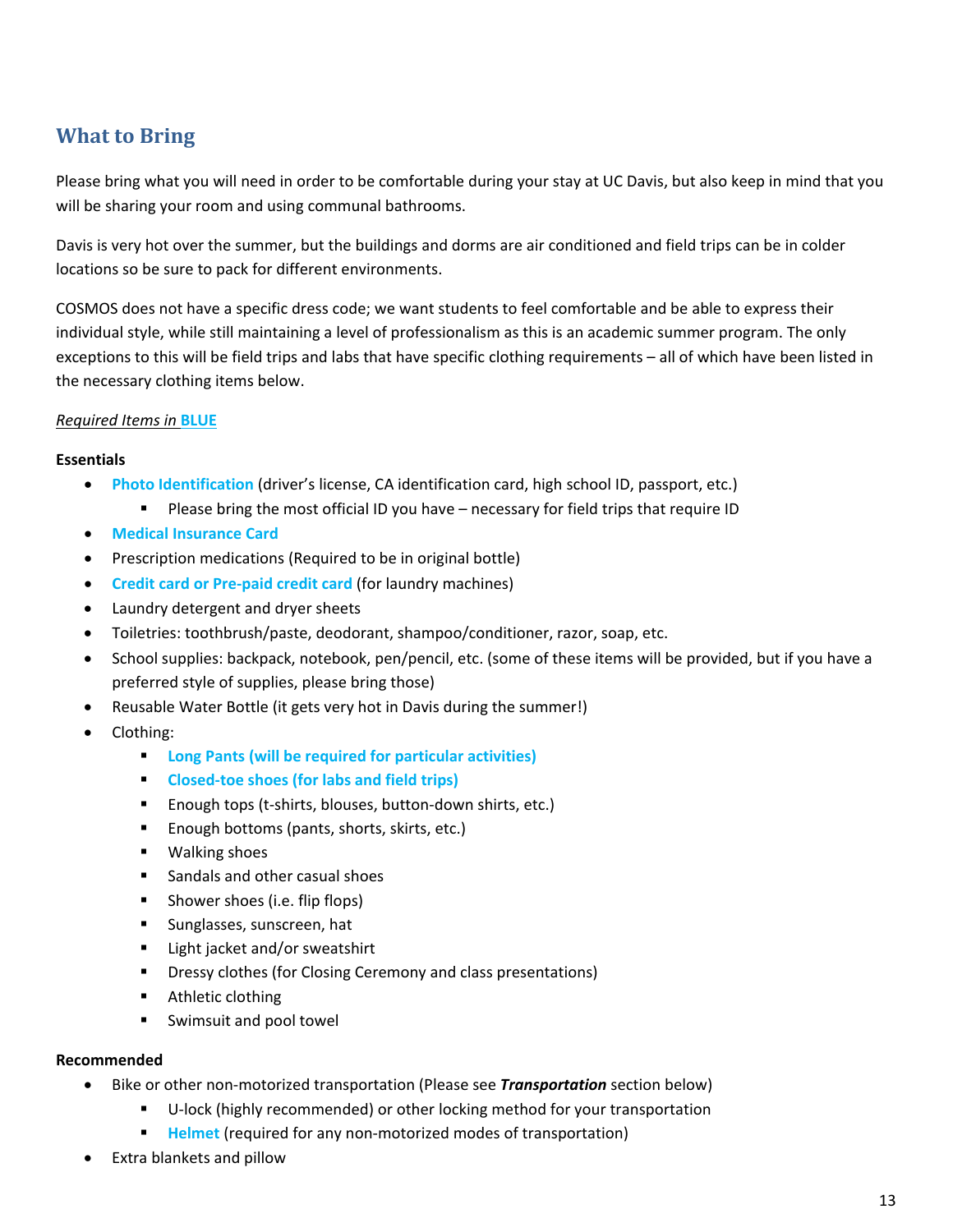## What to Bring

Please bring what you will need in order to be comfortable during your stay at UC Davis, but also keep in mind that you will be sharing your room and using communal bathrooms.

Davis is very hot over the summer, but the buildings and dorms are air conditioned and field trips can be in colder locations so be sure to pack for different environments.

COSMOS does not have a specific dress code; we want students to feel comfortable and be able to express their individual style, while still maintaining a level of professionalism as this is an academic summer program. The only exceptions to this will be field trips and labs that have specific clothing requirements – all of which have been listed in the necessary clothing items below.

*Required Items in* **BLUE**

**Essentials**

- **Photo Identification** (driver's license, CA identification card, high school ID, passport, etc.)
  - Please bring the most official ID you have – necessary for field trips that require ID
- **Medical Insurance Card**
- Prescription medications (Required to be in original bottle)
- **Credit card or Pre-paid credit card** (for laundry machines)
- Laundry detergent and dryer sheets
- Toiletries: toothbrush/paste, deodorant, shampoo/conditioner, razor, soap, etc.
- School supplies: backpack, notebook, pen/pencil, etc. (some of these items will be provided, but if you have a preferred style of supplies, please bring those)
- Reusable Water Bottle (it gets very hot in Davis during the summer!)
- Clothing:
  - **Long Pants (will be required for particular activities)**
  - **Closed-toe shoes (for labs and field trips)**
  - Enough tops (t-shirts, blouses, button-down shirts, etc.)
  - Enough bottoms (pants, shorts, skirts, etc.)
  - Walking shoes
  - Sandals and other casual shoes
  - Shower shoes (i.e. flip flops)
  - Sunglasses, sunscreen, hat
  - Light jacket and/or sweatshirt
  - Dressy clothes (for Closing Ceremony and class presentations)
  - Athletic clothing
  - Swimsuit and pool towel

**Recommended**

- Bike or other non-motorized transportation (Please see ***Transportation*** section below)
  - U-lock (highly recommended) or other locking method for your transportation
  - **Helmet** (required for any non-motorized modes of transportation)
- Extra blankets and pillow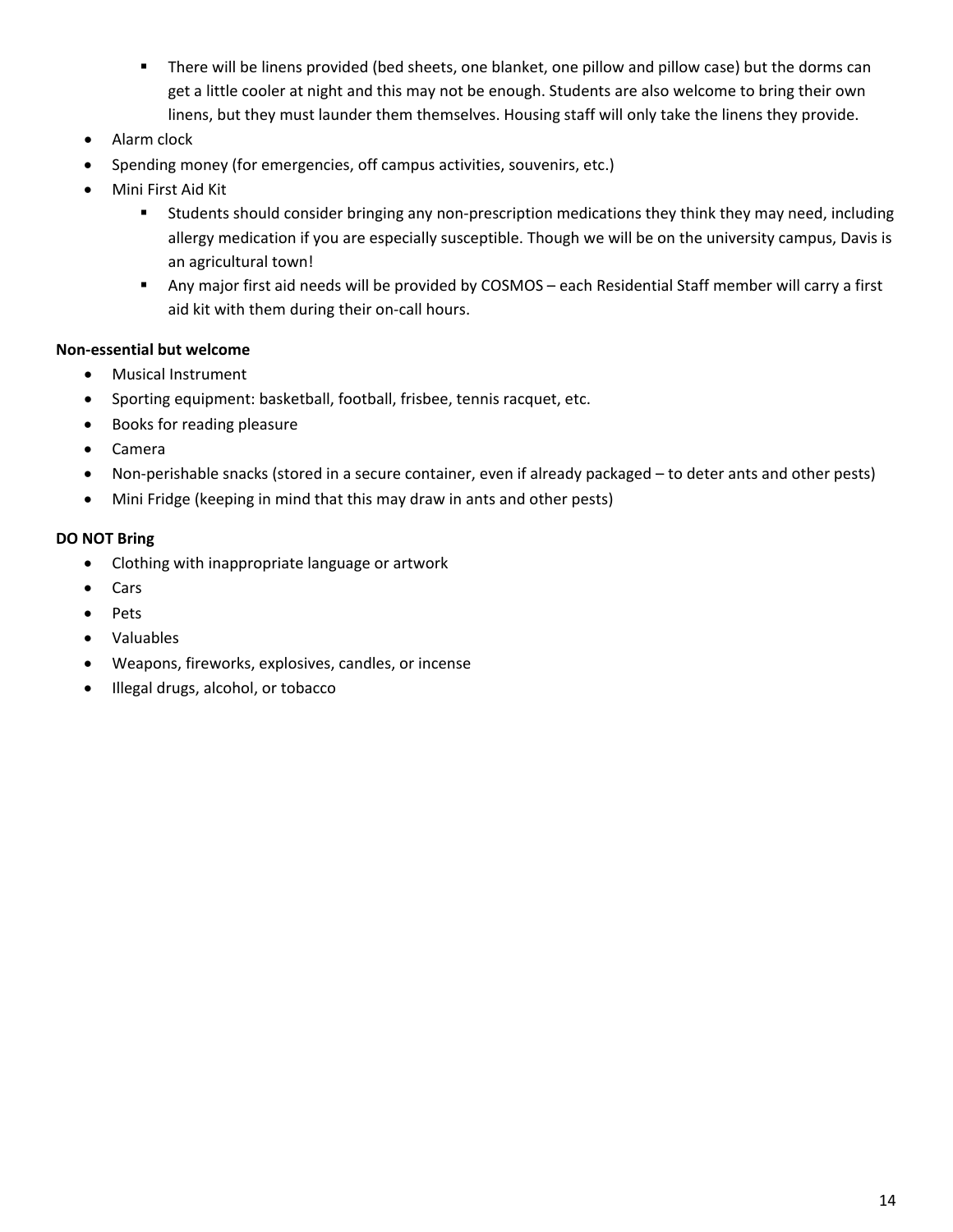- There will be linens provided (bed sheets, one blanket, one pillow and pillow case) but the dorms can get a little cooler at night and this may not be enough. Students are also welcome to bring their own linens, but they must launder them themselves. Housing staff will only take the linens they provide.
- Alarm clock
- Spending money (for emergencies, off campus activities, souvenirs, etc.)
- Mini First Aid Kit
  - Students should consider bringing any non-prescription medications they think they may need, including allergy medication if you are especially susceptible. Though we will be on the university campus, Davis is an agricultural town!
  - Any major first aid needs will be provided by COSMOS – each Residential Staff member will carry a first aid kit with them during their on-call hours.

**Non-essential but welcome**

- Musical Instrument
- Sporting equipment: basketball, football, frisbee, tennis racquet, etc.
- Books for reading pleasure
- Camera
- Non-perishable snacks (stored in a secure container, even if already packaged – to deter ants and other pests)
- Mini Fridge (keeping in mind that this may draw in ants and other pests)

**DO NOT Bring**

- Clothing with inappropriate language or artwork
- Cars
- Pets
- Valuables
- Weapons, fireworks, explosives, candles, or incense
- Illegal drugs, alcohol, or tobacco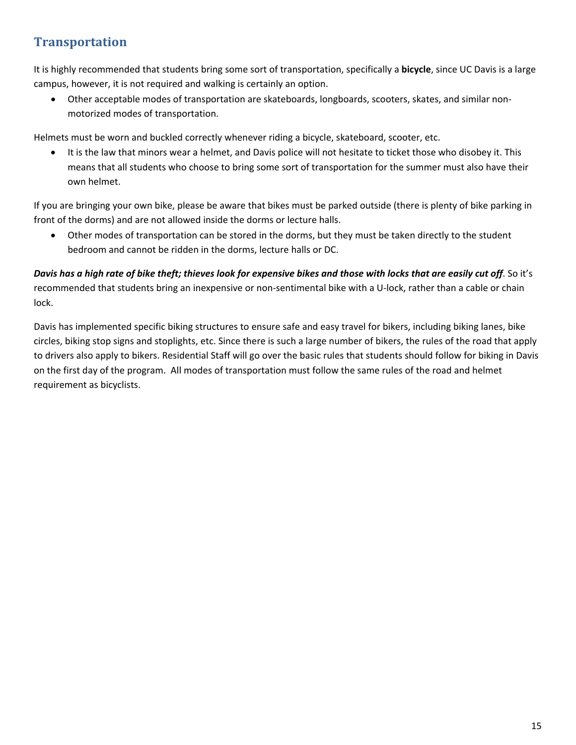## Transportation

It is highly recommended that students bring some sort of transportation, specifically a **bicycle**, since UC Davis is a large campus, however, it is not required and walking is certainly an option.

- Other acceptable modes of transportation are skateboards, longboards, scooters, skates, and similar non-motorized modes of transportation.

Helmets must be worn and buckled correctly whenever riding a bicycle, skateboard, scooter, etc.

- It is the law that minors wear a helmet, and Davis police will not hesitate to ticket those who disobey it. This means that all students who choose to bring some sort of transportation for the summer must also have their own helmet.

If you are bringing your own bike, please be aware that bikes must be parked outside (there is plenty of bike parking in front of the dorms) and are not allowed inside the dorms or lecture halls.

- Other modes of transportation can be stored in the dorms, but they must be taken directly to the student bedroom and cannot be ridden in the dorms, lecture halls or DC.

***Davis has a high rate of bike theft; thieves look for expensive bikes and those with locks that are easily cut off***. So it's recommended that students bring an inexpensive or non-sentimental bike with a U-lock, rather than a cable or chain lock.

Davis has implemented specific biking structures to ensure safe and easy travel for bikers, including biking lanes, bike circles, biking stop signs and stoplights, etc. Since there is such a large number of bikers, the rules of the road that apply to drivers also apply to bikers. Residential Staff will go over the basic rules that students should follow for biking in Davis on the first day of the program. All modes of transportation must follow the same rules of the road and helmet requirement as bicyclists.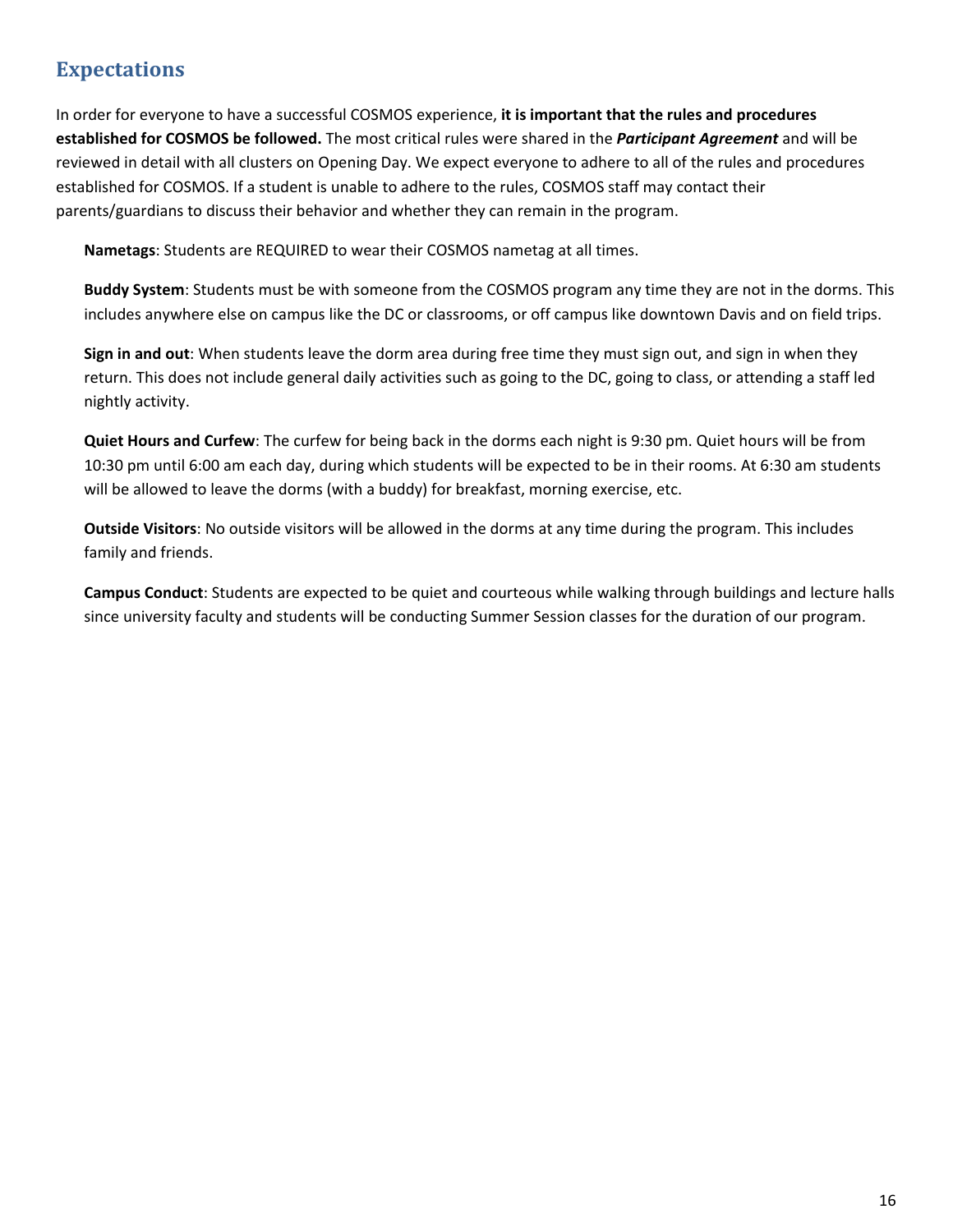## Expectations

In order for everyone to have a successful COSMOS experience, **it is important that the rules and procedures established for COSMOS be followed.** The most critical rules were shared in the ***Participant Agreement*** and will be reviewed in detail with all clusters on Opening Day. We expect everyone to adhere to all of the rules and procedures established for COSMOS. If a student is unable to adhere to the rules, COSMOS staff may contact their parents/guardians to discuss their behavior and whether they can remain in the program.

**Nametags**: Students are REQUIRED to wear their COSMOS nametag at all times.

**Buddy System**: Students must be with someone from the COSMOS program any time they are not in the dorms. This includes anywhere else on campus like the DC or classrooms, or off campus like downtown Davis and on field trips.

**Sign in and out**: When students leave the dorm area during free time they must sign out, and sign in when they return. This does not include general daily activities such as going to the DC, going to class, or attending a staff led nightly activity.

**Quiet Hours and Curfew**: The curfew for being back in the dorms each night is 9:30 pm. Quiet hours will be from 10:30 pm until 6:00 am each day, during which students will be expected to be in their rooms. At 6:30 am students will be allowed to leave the dorms (with a buddy) for breakfast, morning exercise, etc.

**Outside Visitors**: No outside visitors will be allowed in the dorms at any time during the program. This includes family and friends.

**Campus Conduct**: Students are expected to be quiet and courteous while walking through buildings and lecture halls since university faculty and students will be conducting Summer Session classes for the duration of our program.